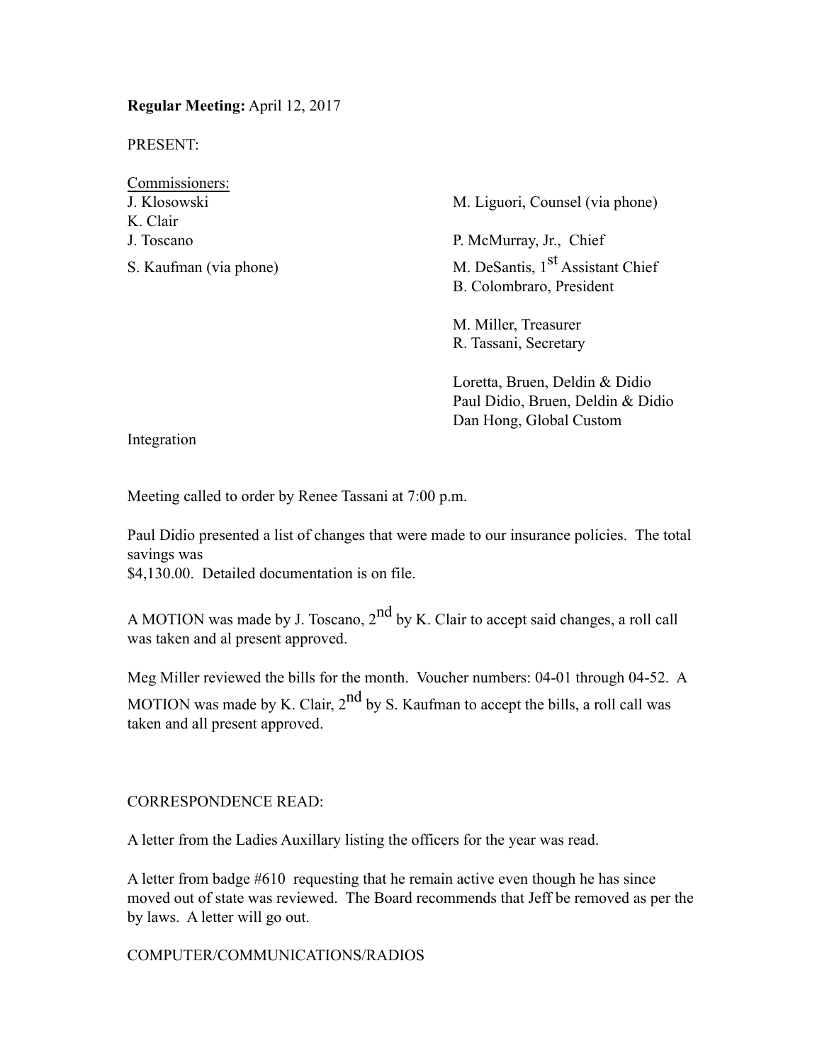**Regular Meeting:** April 12, 2017

PRESENT:

Commissioners:

J. Klosowski
K. Clair
J. Toscano
S. Kaufman (via phone)

M. Liguori, Counsel (via phone)

P. McMurray, Jr., Chief
M. DeSantis, 1st Assistant Chief
B. Colombraro, President

M. Miller, Treasurer
R. Tassani, Secretary

Loretta, Bruen, Deldin & Didio
Paul Didio, Bruen, Deldin & Didio
Dan Hong, Global Custom Integration

Meeting called to order by Renee Tassani at 7:00 p.m.

Paul Didio presented a list of changes that were made to our insurance policies. The total savings was
$4,130.00. Detailed documentation is on file.

A MOTION was made by J. Toscano, 2nd by K. Clair to accept said changes, a roll call was taken and al present approved.

Meg Miller reviewed the bills for the month. Voucher numbers: 04-01 through 04-52. A MOTION was made by K. Clair, 2nd by S. Kaufman to accept the bills, a roll call was taken and all present approved.

CORRESPONDENCE READ:

A letter from the Ladies Auxillary listing the officers for the year was read.

A letter from badge #610 requesting that he remain active even though he has since moved out of state was reviewed. The Board recommends that Jeff be removed as per the by laws. A letter will go out.

COMPUTER/COMMUNICATIONS/RADIOS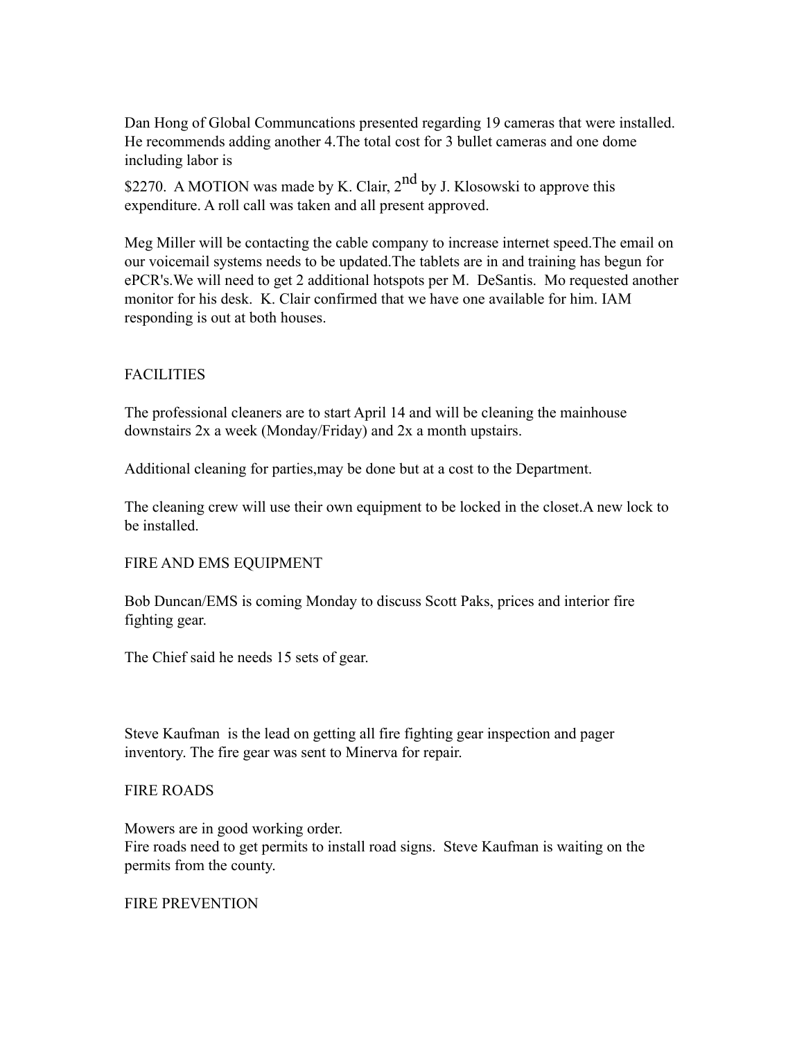Dan Hong of Global Communcations presented regarding 19 cameras that were installed. He recommends adding another 4.The total cost for 3 bullet cameras and one dome including labor is

$2270. A MOTION was made by K. Clair, 2nd by J. Klosowski to approve this expenditure. A roll call was taken and all present approved.

Meg Miller will be contacting the cable company to increase internet speed.The email on our voicemail systems needs to be updated.The tablets are in and training has begun for ePCR's.We will need to get 2 additional hotspots per M. DeSantis. Mo requested another monitor for his desk. K. Clair confirmed that we have one available for him. IAM responding is out at both houses.

FACILITIES

The professional cleaners are to start April 14 and will be cleaning the mainhouse downstairs 2x a week (Monday/Friday) and 2x a month upstairs.

Additional cleaning for parties,may be done but at a cost to the Department.

The cleaning crew will use their own equipment to be locked in the closet.A new lock to be installed.

FIRE AND EMS EQUIPMENT

Bob Duncan/EMS is coming Monday to discuss Scott Paks, prices and interior fire fighting gear.

The Chief said he needs 15 sets of gear.

Steve Kaufman is the lead on getting all fire fighting gear inspection and pager inventory. The fire gear was sent to Minerva for repair.

FIRE ROADS

Mowers are in good working order.
Fire roads need to get permits to install road signs. Steve Kaufman is waiting on the permits from the county.

FIRE PREVENTION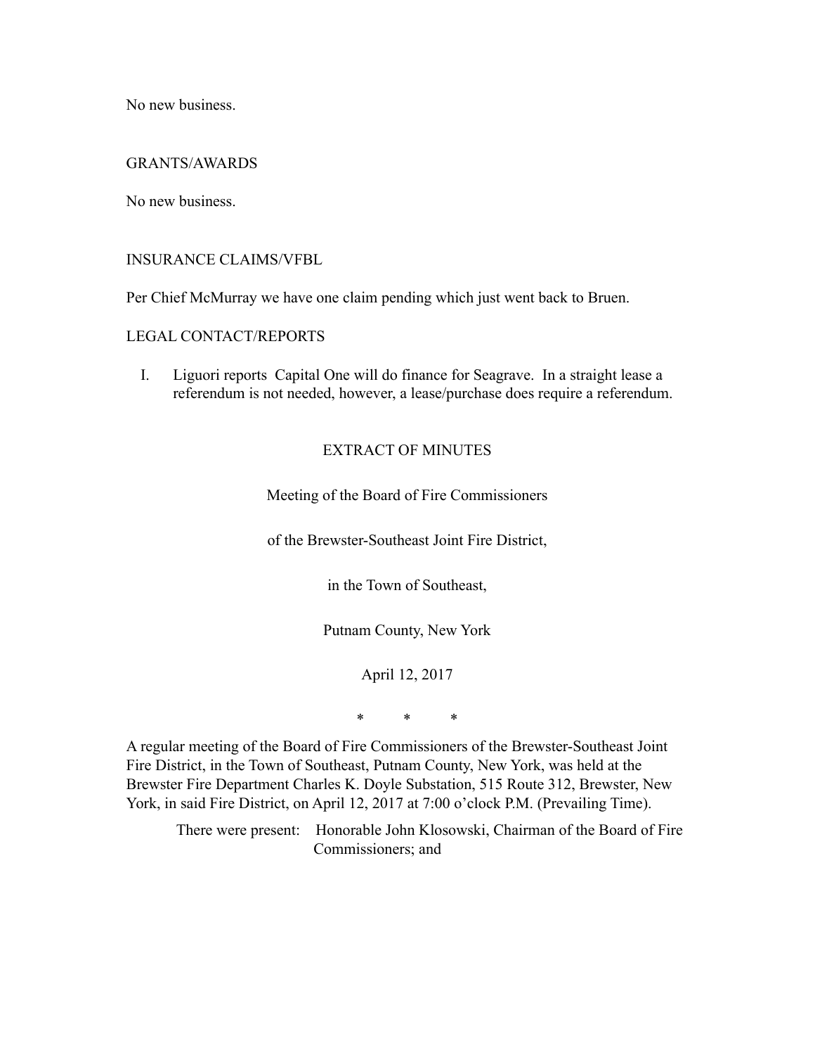No new business.

GRANTS/AWARDS

No new business.

INSURANCE CLAIMS/VFBL

Per Chief McMurray we have one claim pending which just went back to Bruen.

LEGAL CONTACT/REPORTS

I. Liguori reports Capital One will do finance for Seagrave. In a straight lease a referendum is not needed, however, a lease/purchase does require a referendum.

EXTRACT OF MINUTES

Meeting of the Board of Fire Commissioners

of the Brewster-Southeast Joint Fire District,

in the Town of Southeast,

Putnam County, New York

April 12, 2017

\* \* \*

A regular meeting of the Board of Fire Commissioners of the Brewster-Southeast Joint Fire District, in the Town of Southeast, Putnam County, New York, was held at the Brewster Fire Department Charles K. Doyle Substation, 515 Route 312, Brewster, New York, in said Fire District, on April 12, 2017 at 7:00 o'clock P.M. (Prevailing Time).

There were present: Honorable John Klosowski, Chairman of the Board of Fire Commissioners; and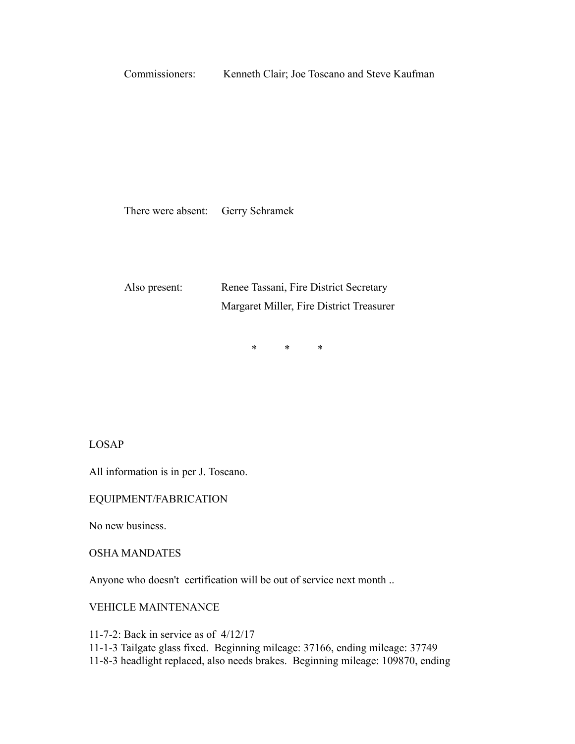Commissioners: Kenneth Clair; Joe Toscano and Steve Kaufman

There were absent: Gerry Schramek

Also present: Renee Tassani, Fire District Secretary
Margaret Miller, Fire District Treasurer

\* \* \*

LOSAP

All information is in per J. Toscano.

EQUIPMENT/FABRICATION

No new business.

OSHA MANDATES

Anyone who doesn't certification will be out of service next month ..

VEHICLE MAINTENANCE

11-7-2: Back in service as of 4/12/17
11-1-3 Tailgate glass fixed. Beginning mileage: 37166, ending mileage: 37749
11-8-3 headlight replaced, also needs brakes. Beginning mileage: 109870, ending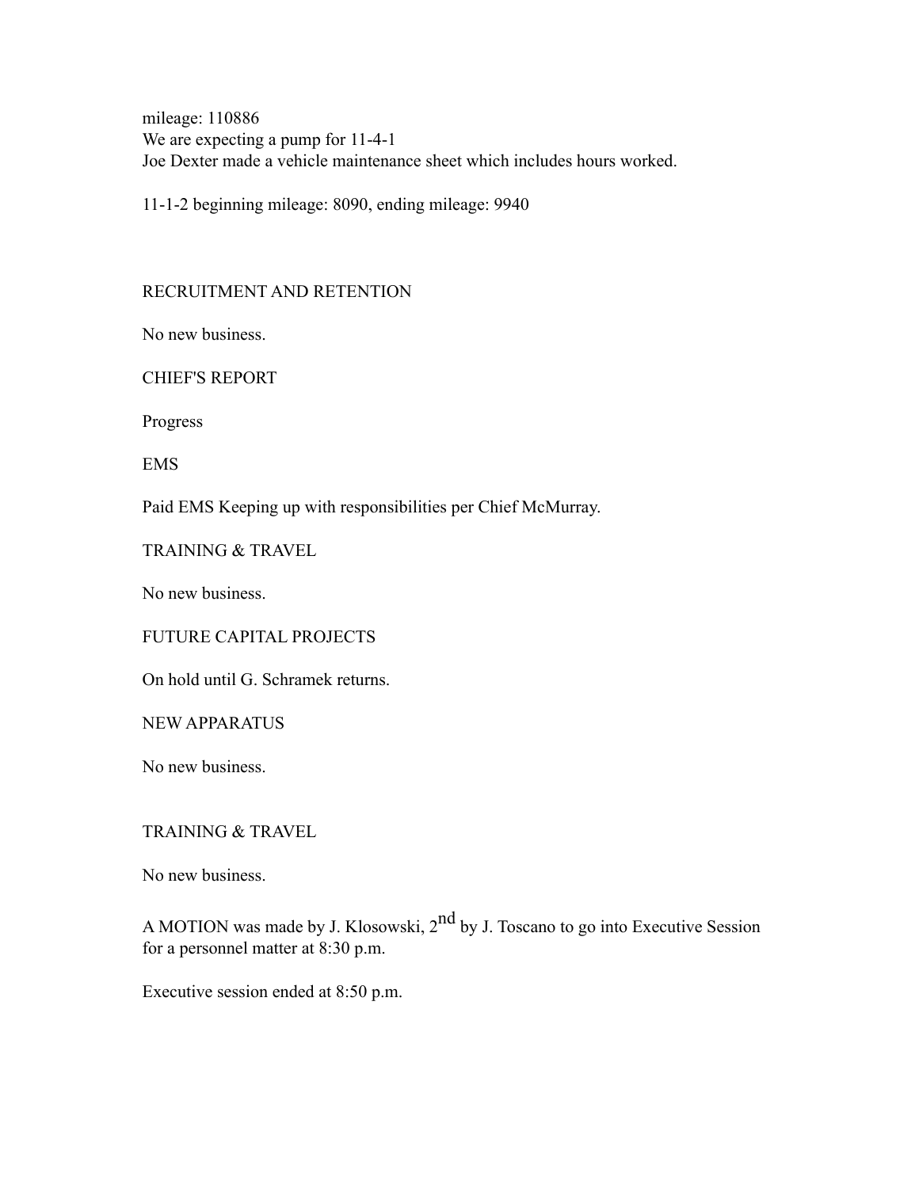mileage: 110886
We are expecting a pump for 11-4-1
Joe Dexter made a vehicle maintenance sheet which includes hours worked.

11-1-2 beginning mileage: 8090, ending mileage: 9940

## RECRUITMENT AND RETENTION

No new business.

## CHIEF'S REPORT

Progress

## EMS

Paid EMS Keeping up with responsibilities per Chief McMurray.

## TRAINING & TRAVEL

No new business.

## FUTURE CAPITAL PROJECTS

On hold until G. Schramek returns.

## NEW APPARATUS

No new business.

## TRAINING & TRAVEL

No new business.

A MOTION was made by J. Klosowski, 2nd by J. Toscano to go into Executive Session for a personnel matter at 8:30 p.m.

Executive session ended at 8:50 p.m.